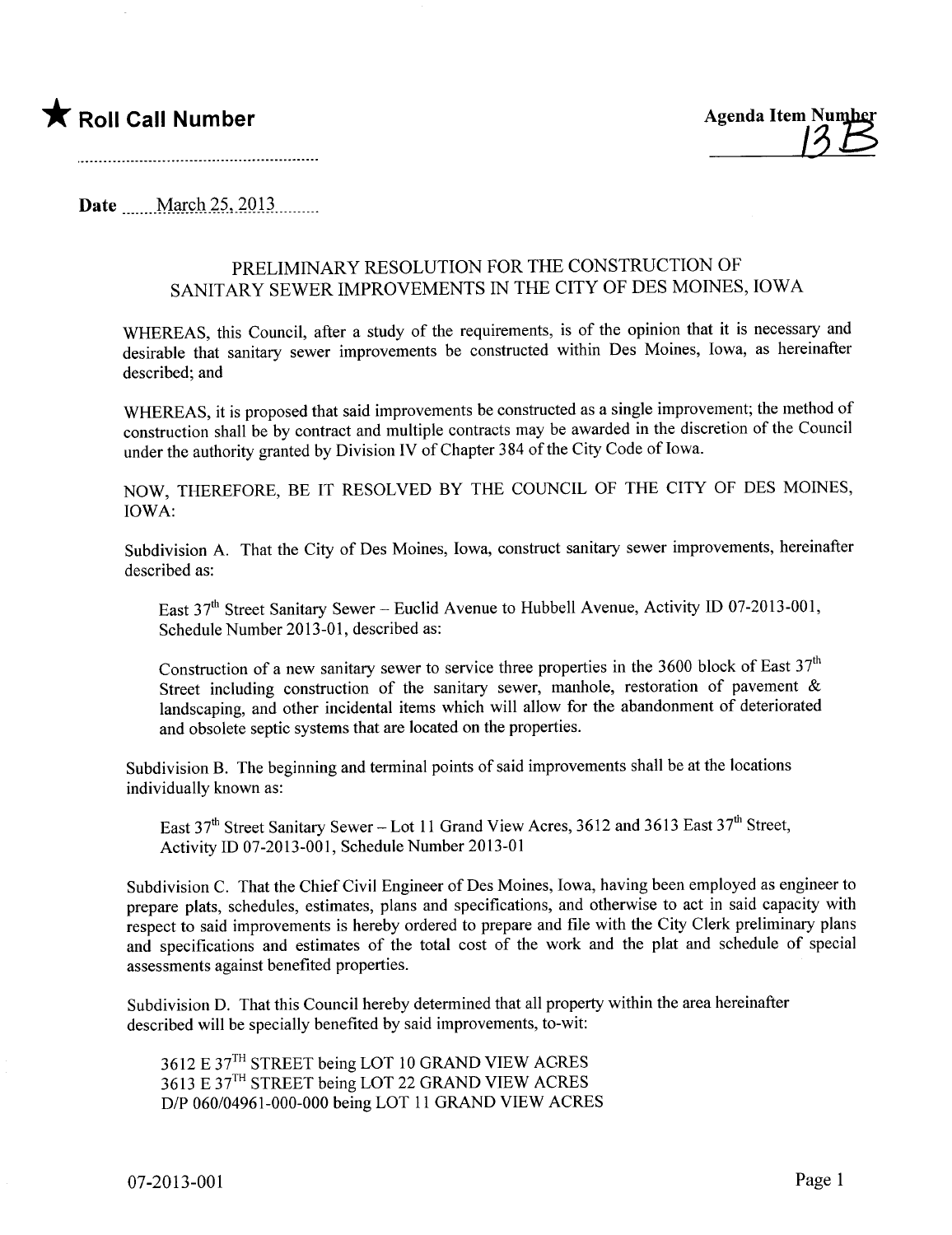★ **Roll Call Number**

..........................................................

**Agenda Item Number**
13B

**Date** ......March 25, 2013.........

## PRELIMINARY RESOLUTION FOR THE CONSTRUCTION OF SANITARY SEWER IMPROVEMENTS IN THE CITY OF DES MOINES, IOWA

WHEREAS, this Council, after a study of the requirements, is of the opinion that it is necessary and desirable that sanitary sewer improvements be constructed within Des Moines, Iowa, as hereinafter described; and

WHEREAS, it is proposed that said improvements be constructed as a single improvement; the method of construction shall be by contract and multiple contracts may be awarded in the discretion of the Council under the authority granted by Division IV of Chapter 384 of the City Code of Iowa.

NOW, THEREFORE, BE IT RESOLVED BY THE COUNCIL OF THE CITY OF DES MOINES, IOWA:

Subdivision A. That the City of Des Moines, Iowa, construct sanitary sewer improvements, hereinafter described as:

> East 37th Street Sanitary Sewer – Euclid Avenue to Hubbell Avenue, Activity ID 07-2013-001, Schedule Number 2013-01, described as:
>
> Construction of a new sanitary sewer to service three properties in the 3600 block of East 37th Street including construction of the sanitary sewer, manhole, restoration of pavement & landscaping, and other incidental items which will allow for the abandonment of deteriorated and obsolete septic systems that are located on the properties.

Subdivision B. The beginning and terminal points of said improvements shall be at the locations individually known as:

> East 37th Street Sanitary Sewer – Lot 11 Grand View Acres, 3612 and 3613 East 37th Street, Activity ID 07-2013-001, Schedule Number 2013-01

Subdivision C. That the Chief Civil Engineer of Des Moines, Iowa, having been employed as engineer to prepare plats, schedules, estimates, plans and specifications, and otherwise to act in said capacity with respect to said improvements is hereby ordered to prepare and file with the City Clerk preliminary plans and specifications and estimates of the total cost of the work and the plat and schedule of special assessments against benefited properties.

Subdivision D. That this Council hereby determined that all property within the area hereinafter described will be specially benefited by said improvements, to-wit:

> 3612 E 37TH STREET being LOT 10 GRAND VIEW ACRES
> 3613 E 37TH STREET being LOT 22 GRAND VIEW ACRES
> D/P 060/04961-000-000 being LOT 11 GRAND VIEW ACRES

07-2013-001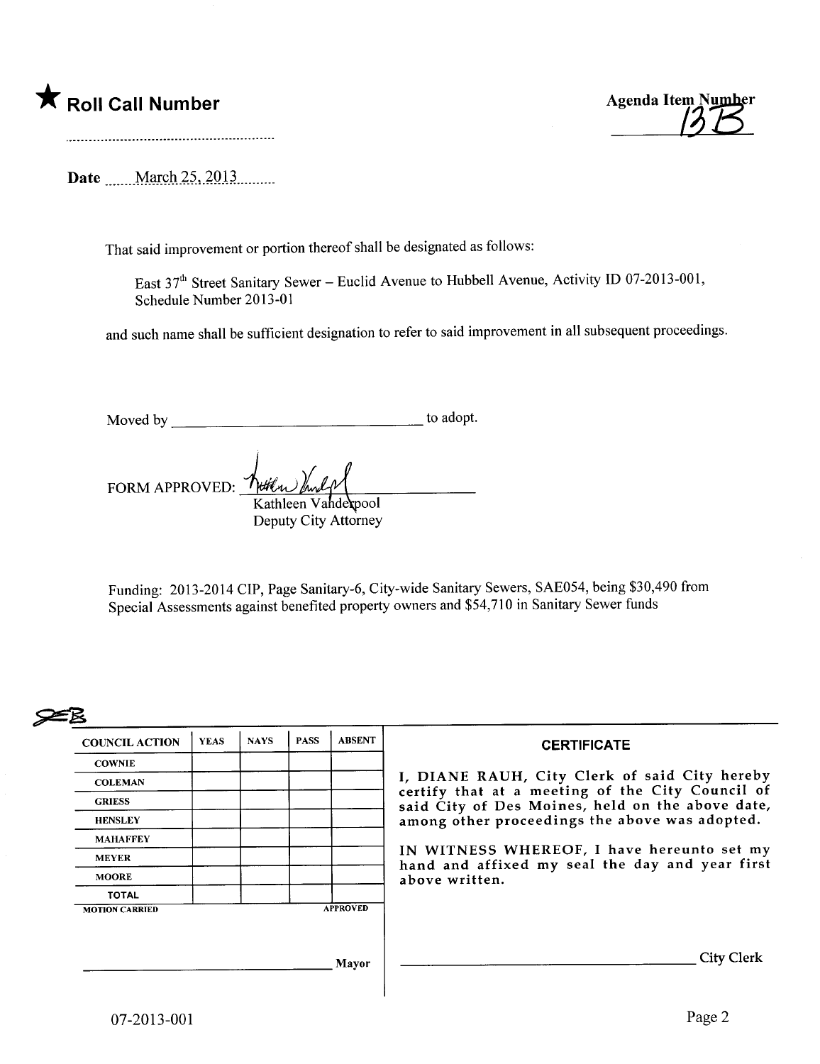★ **Roll Call Number**

..........................................................

Agenda Item Number
13B

Date March 25, 2013

That said improvement or portion thereof shall be designated as follows:

East 37th Street Sanitary Sewer – Euclid Avenue to Hubbell Avenue, Activity ID 07-2013-001, Schedule Number 2013-01

and such name shall be sufficient designation to refer to said improvement in all subsequent proceedings.

Moved by ________________________________ to adopt.

FORM APPROVED: ________________________________
Kathleen Vanderpool
Deputy City Attorney

Funding: 2013-2014 CIP, Page Sanitary-6, City-wide Sanitary Sewers, SAE054, being $30,490 from Special Assessments against benefited property owners and $54,710 in Sanitary Sewer funds

| COUNCIL ACTION | YEAS | NAYS | PASS | ABSENT |
|---|---|---|---|---|
| COWNIE | | | | |
| COLEMAN | | | | |
| GRIESS | | | | |
| HENSLEY | | | | |
| MAHAFFEY | | | | |
| MEYER | | | | |
| MOORE | | | | |
| TOTAL | | | | |

MOTION CARRIED APPROVED

________________________________ Mayor

**CERTIFICATE**

I, DIANE RAUH, City Clerk of said City hereby certify that at a meeting of the City Council of said City of Des Moines, held on the above date, among other proceedings the above was adopted.

IN WITNESS WHEREOF, I have hereunto set my hand and affixed my seal the day and year first above written.

________________________________ City Clerk

07-2013-001